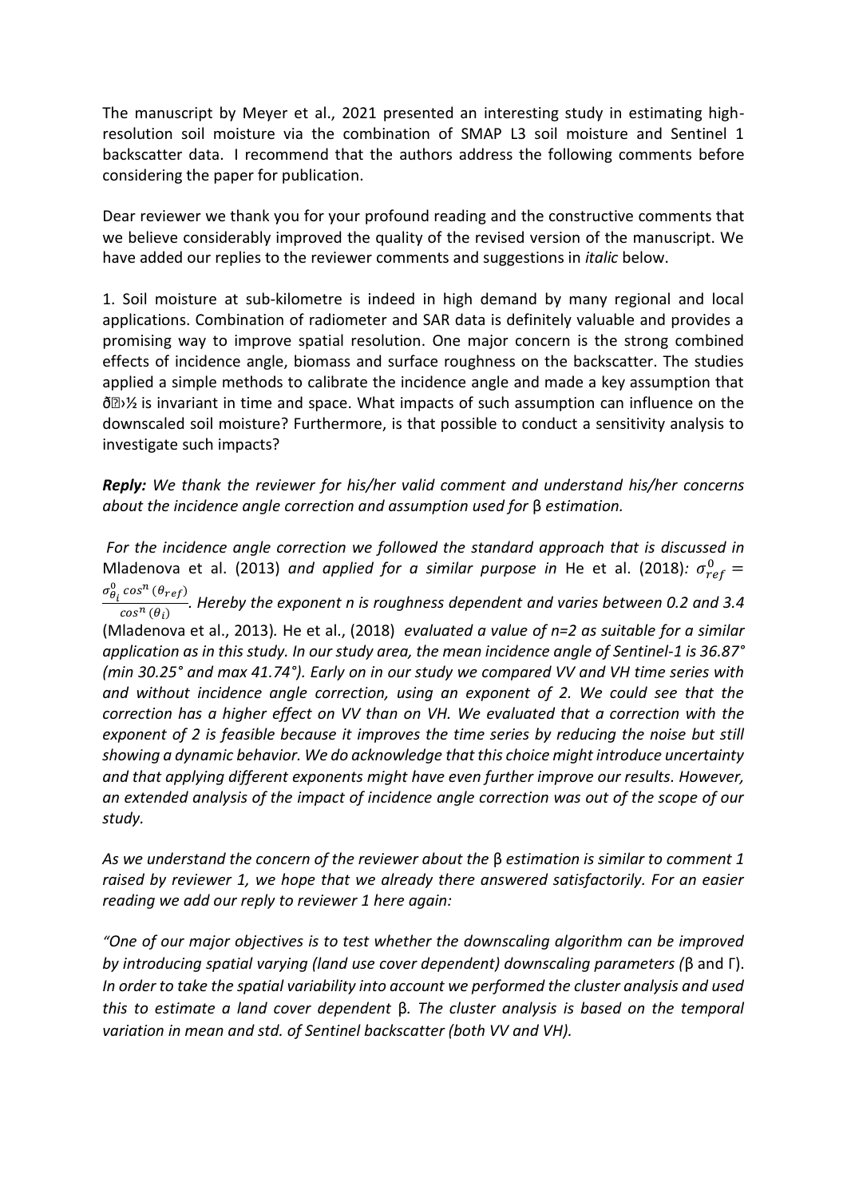The manuscript by Meyer et al., 2021 presented an interesting study in estimating high-resolution soil moisture via the combination of SMAP L3 soil moisture and Sentinel 1 backscatter data. I recommend that the authors address the following comments before considering the paper for publication.

Dear reviewer we thank you for your profound reading and the constructive comments that we believe considerably improved the quality of the revised version of the manuscript. We have added our replies to the reviewer comments and suggestions in *italic* below.

1. Soil moisture at sub-kilometre is indeed in high demand by many regional and local applications. Combination of radiometer and SAR data is definitely valuable and provides a promising way to improve spatial resolution. One major concern is the strong combined effects of incidence angle, biomass and surface roughness on the backscatter. The studies applied a simple methods to calibrate the incidence angle and made a key assumption that ð›½ is invariant in time and space. What impacts of such assumption can influence on the downscaled soil moisture? Furthermore, is that possible to conduct a sensitivity analysis to investigate such impacts?

***Reply:*** *We thank the reviewer for his/her valid comment and understand his/her concerns about the incidence angle correction and assumption used for* β *estimation.*

*For the incidence angle correction we followed the standard approach that is discussed in* Mladenova et al. (2013) *and applied for a similar purpose in* He et al. (2018)*:* $\sigma^0_{ref} = \frac{\sigma^0_{\theta_i} \cos^n(\theta_{ref})}{\cos^n(\theta_i)}$*. Hereby the exponent n is roughness dependent and varies between 0.2 and 3.4* (Mladenova et al., 2013)*.* He et al., (2018) *evaluated a value of n=2 as suitable for a similar application as in this study. In our study area, the mean incidence angle of Sentinel-1 is 36.87° (min 30.25° and max 41.74°). Early on in our study we compared VV and VH time series with and without incidence angle correction, using an exponent of 2. We could see that the correction has a higher effect on VV than on VH. We evaluated that a correction with the exponent of 2 is feasible because it improves the time series by reducing the noise but still showing a dynamic behavior. We do acknowledge that this choice might introduce uncertainty and that applying different exponents might have even further improve our results. However, an extended analysis of the impact of incidence angle correction was out of the scope of our study.*

*As we understand the concern of the reviewer about the* β *estimation is similar to comment 1 raised by reviewer 1, we hope that we already there answered satisfactorily. For an easier reading we add our reply to reviewer 1 here again:*

*"One of our major objectives is to test whether the downscaling algorithm can be improved by introducing spatial varying (land use cover dependent) downscaling parameters (*β and Γ). *In order to take the spatial variability into account we performed the cluster analysis and used this to estimate a land cover dependent* β*. The cluster analysis is based on the temporal variation in mean and std. of Sentinel backscatter (both VV and VH).*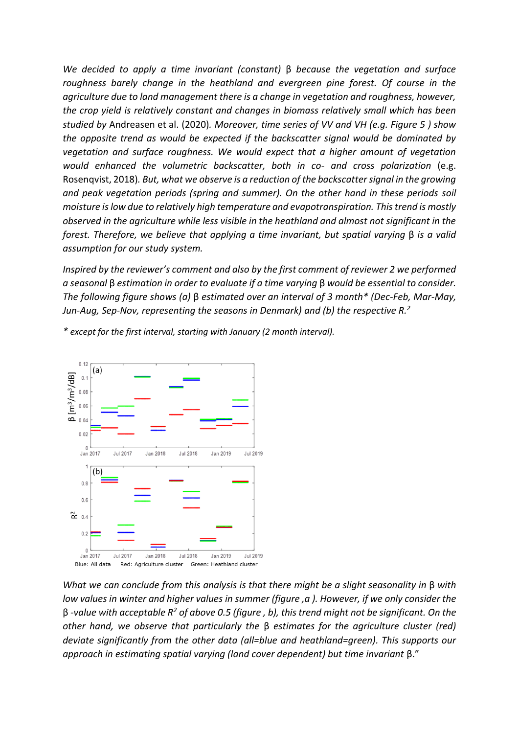*We decided to apply a time invariant (constant) β because the vegetation and surface roughness barely change in the heathland and evergreen pine forest. Of course in the agriculture due to land management there is a change in vegetation and roughness, however, the crop yield is relatively constant and changes in biomass relatively small which has been studied by* Andreasen et al. (2020)*. Moreover, time series of VV and VH (e.g. Figure 5 ) show the opposite trend as would be expected if the backscatter signal would be dominated by vegetation and surface roughness. We would expect that a higher amount of vegetation would enhanced the volumetric backscatter, both in co- and cross polarization* (e.g. Rosenqvist, 2018)*. But, what we observe is a reduction of the backscatter signal in the growing and peak vegetation periods (spring and summer). On the other hand in these periods soil moisture is low due to relatively high temperature and evapotranspiration. This trend is mostly observed in the agriculture while less visible in the heathland and almost not significant in the forest. Therefore, we believe that applying a time invariant, but spatial varying β is a valid assumption for our study system.*

*Inspired by the reviewer's comment and also by the first comment of reviewer 2 we performed a seasonal β estimation in order to evaluate if a time varying β would be essential to consider. The following figure shows (a) β estimated over an interval of 3 month\* (Dec-Feb, Mar-May, Jun-Aug, Sep-Nov, representing the seasons in Denmark) and (b) the respective $R^2$.*

*\* except for the first interval, starting with January (2 month interval).*

Blue: All data    Red: Agriculture cluster    Green: Heathland cluster

*What we can conclude from this analysis is that there might be a slight seasonality in β with low values in winter and higher values in summer (figure ,a ). However, if we only consider the β -value with acceptable $R^2$ of above 0.5 (figure , b), this trend might not be significant. On the other hand, we observe that particularly the β estimates for the agriculture cluster (red) deviate significantly from the other data (all=blue and heathland=green). This supports our approach in estimating spatial varying (land cover dependent) but time invariant β."*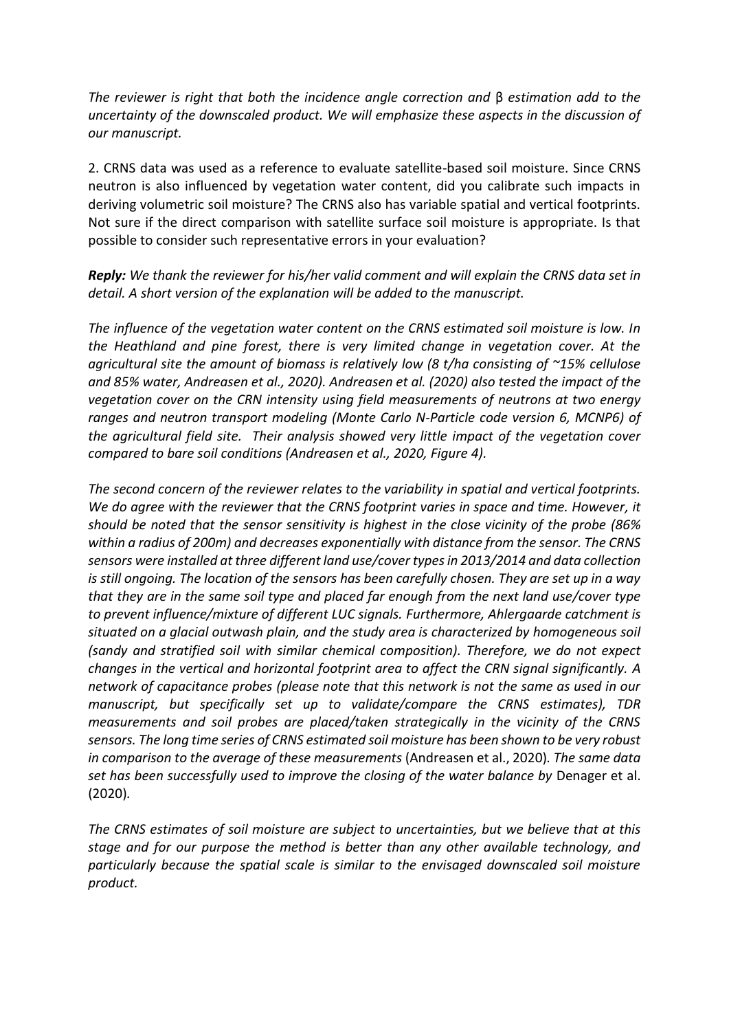*The reviewer is right that both the incidence angle correction and* β *estimation add to the uncertainty of the downscaled product. We will emphasize these aspects in the discussion of our manuscript.*

2. CRNS data was used as a reference to evaluate satellite-based soil moisture. Since CRNS neutron is also influenced by vegetation water content, did you calibrate such impacts in deriving volumetric soil moisture? The CRNS also has variable spatial and vertical footprints. Not sure if the direct comparison with satellite surface soil moisture is appropriate. Is that possible to consider such representative errors in your evaluation?

***Reply:*** *We thank the reviewer for his/her valid comment and will explain the CRNS data set in detail. A short version of the explanation will be added to the manuscript.*

*The influence of the vegetation water content on the CRNS estimated soil moisture is low. In the Heathland and pine forest, there is very limited change in vegetation cover. At the agricultural site the amount of biomass is relatively low (8 t/ha consisting of ~15% cellulose and 85% water, Andreasen et al., 2020). Andreasen et al. (2020) also tested the impact of the vegetation cover on the CRN intensity using field measurements of neutrons at two energy ranges and neutron transport modeling (Monte Carlo N-Particle code version 6, MCNP6) of the agricultural field site. Their analysis showed very little impact of the vegetation cover compared to bare soil conditions (Andreasen et al., 2020, Figure 4).*

*The second concern of the reviewer relates to the variability in spatial and vertical footprints. We do agree with the reviewer that the CRNS footprint varies in space and time. However, it should be noted that the sensor sensitivity is highest in the close vicinity of the probe (86% within a radius of 200m) and decreases exponentially with distance from the sensor. The CRNS sensors were installed at three different land use/cover types in 2013/2014 and data collection is still ongoing. The location of the sensors has been carefully chosen. They are set up in a way that they are in the same soil type and placed far enough from the next land use/cover type to prevent influence/mixture of different LUC signals. Furthermore, Ahlergaarde catchment is situated on a glacial outwash plain, and the study area is characterized by homogeneous soil (sandy and stratified soil with similar chemical composition). Therefore, we do not expect changes in the vertical and horizontal footprint area to affect the CRN signal significantly. A network of capacitance probes (please note that this network is not the same as used in our manuscript, but specifically set up to validate/compare the CRNS estimates), TDR measurements and soil probes are placed/taken strategically in the vicinity of the CRNS sensors. The long time series of CRNS estimated soil moisture has been shown to be very robust in comparison to the average of these measurements* (Andreasen et al., 2020)*. The same data set has been successfully used to improve the closing of the water balance by* Denager et al. (2020)*.*

*The CRNS estimates of soil moisture are subject to uncertainties, but we believe that at this stage and for our purpose the method is better than any other available technology, and particularly because the spatial scale is similar to the envisaged downscaled soil moisture product.*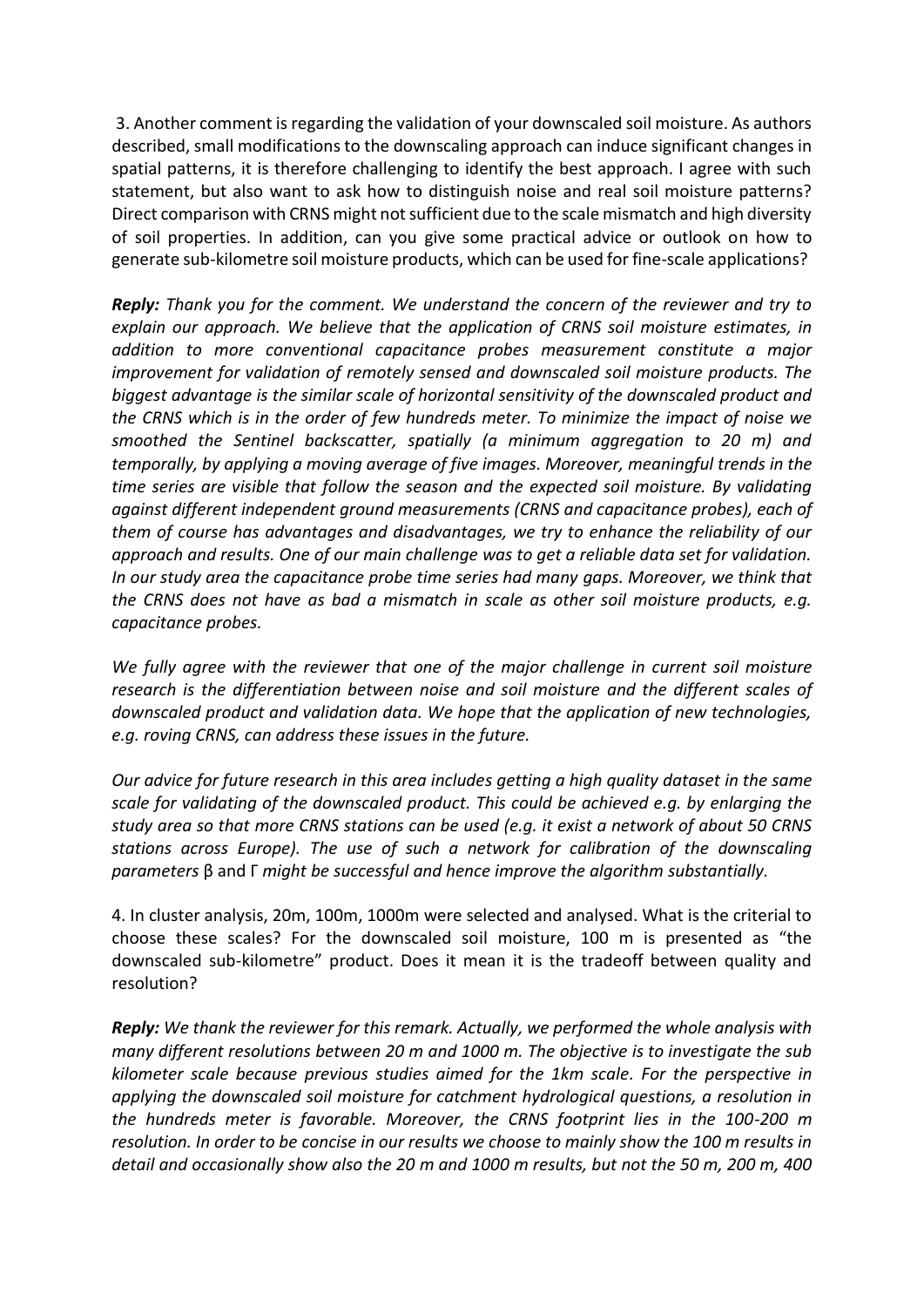3. Another comment is regarding the validation of your downscaled soil moisture. As authors described, small modifications to the downscaling approach can induce significant changes in spatial patterns, it is therefore challenging to identify the best approach. I agree with such statement, but also want to ask how to distinguish noise and real soil moisture patterns? Direct comparison with CRNS might not sufficient due to the scale mismatch and high diversity of soil properties. In addition, can you give some practical advice or outlook on how to generate sub-kilometre soil moisture products, which can be used for fine-scale applications?

***Reply:*** *Thank you for the comment. We understand the concern of the reviewer and try to explain our approach. We believe that the application of CRNS soil moisture estimates, in addition to more conventional capacitance probes measurement constitute a major improvement for validation of remotely sensed and downscaled soil moisture products. The biggest advantage is the similar scale of horizontal sensitivity of the downscaled product and the CRNS which is in the order of few hundreds meter. To minimize the impact of noise we smoothed the Sentinel backscatter, spatially (a minimum aggregation to 20 m) and temporally, by applying a moving average of five images. Moreover, meaningful trends in the time series are visible that follow the season and the expected soil moisture. By validating against different independent ground measurements (CRNS and capacitance probes), each of them of course has advantages and disadvantages, we try to enhance the reliability of our approach and results. One of our main challenge was to get a reliable data set for validation. In our study area the capacitance probe time series had many gaps. Moreover, we think that the CRNS does not have as bad a mismatch in scale as other soil moisture products, e.g. capacitance probes.*

*We fully agree with the reviewer that one of the major challenge in current soil moisture research is the differentiation between noise and soil moisture and the different scales of downscaled product and validation data. We hope that the application of new technologies, e.g. roving CRNS, can address these issues in the future.*

*Our advice for future research in this area includes getting a high quality dataset in the same scale for validating of the downscaled product. This could be achieved e.g. by enlarging the study area so that more CRNS stations can be used (e.g. it exist a network of about 50 CRNS stations across Europe). The use of such a network for calibration of the downscaling parameters* $\beta$ *and* $\Gamma$ *might be successful and hence improve the algorithm substantially.*

4. In cluster analysis, 20m, 100m, 1000m were selected and analysed. What is the criterial to choose these scales? For the downscaled soil moisture, 100 m is presented as "the downscaled sub-kilometre" product. Does it mean it is the tradeoff between quality and resolution?

***Reply:*** *We thank the reviewer for this remark. Actually, we performed the whole analysis with many different resolutions between 20 m and 1000 m. The objective is to investigate the sub kilometer scale because previous studies aimed for the 1km scale. For the perspective in applying the downscaled soil moisture for catchment hydrological questions, a resolution in the hundreds meter is favorable. Moreover, the CRNS footprint lies in the 100-200 m resolution. In order to be concise in our results we choose to mainly show the 100 m results in detail and occasionally show also the 20 m and 1000 m results, but not the 50 m, 200 m, 400*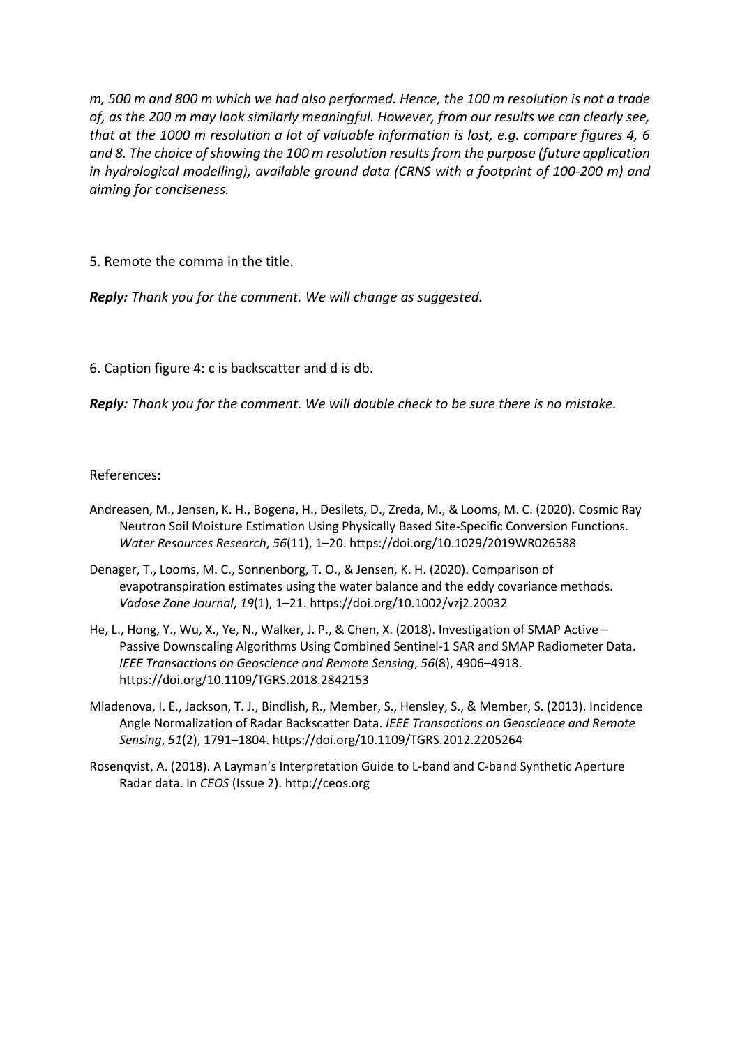*m, 500 m and 800 m which we had also performed. Hence, the 100 m resolution is not a trade of, as the 200 m may look similarly meaningful. However, from our results we can clearly see, that at the 1000 m resolution a lot of valuable information is lost, e.g. compare figures 4, 6 and 8. The choice of showing the 100 m resolution results from the purpose (future application in hydrological modelling), available ground data (CRNS with a footprint of 100-200 m) and aiming for conciseness.*

5. Remote the comma in the title.

***Reply:*** *Thank you for the comment. We will change as suggested.*

6. Caption figure 4: c is backscatter and d is db.

***Reply:*** *Thank you for the comment. We will double check to be sure there is no mistake.*

References:

Andreasen, M., Jensen, K. H., Bogena, H., Desilets, D., Zreda, M., & Looms, M. C. (2020). Cosmic Ray Neutron Soil Moisture Estimation Using Physically Based Site-Specific Conversion Functions. *Water Resources Research*, *56*(11), 1–20. https://doi.org/10.1029/2019WR026588

Denager, T., Looms, M. C., Sonnenborg, T. O., & Jensen, K. H. (2020). Comparison of evapotranspiration estimates using the water balance and the eddy covariance methods. *Vadose Zone Journal*, *19*(1), 1–21. https://doi.org/10.1002/vzj2.20032

He, L., Hong, Y., Wu, X., Ye, N., Walker, J. P., & Chen, X. (2018). Investigation of SMAP Active – Passive Downscaling Algorithms Using Combined Sentinel-1 SAR and SMAP Radiometer Data. *IEEE Transactions on Geoscience and Remote Sensing*, *56*(8), 4906–4918. https://doi.org/10.1109/TGRS.2018.2842153

Mladenova, I. E., Jackson, T. J., Bindlish, R., Member, S., Hensley, S., & Member, S. (2013). Incidence Angle Normalization of Radar Backscatter Data. *IEEE Transactions on Geoscience and Remote Sensing*, *51*(2), 1791–1804. https://doi.org/10.1109/TGRS.2012.2205264

Rosenqvist, A. (2018). A Layman's Interpretation Guide to L-band and C-band Synthetic Aperture Radar data. In *CEOS* (Issue 2). http://ceos.org